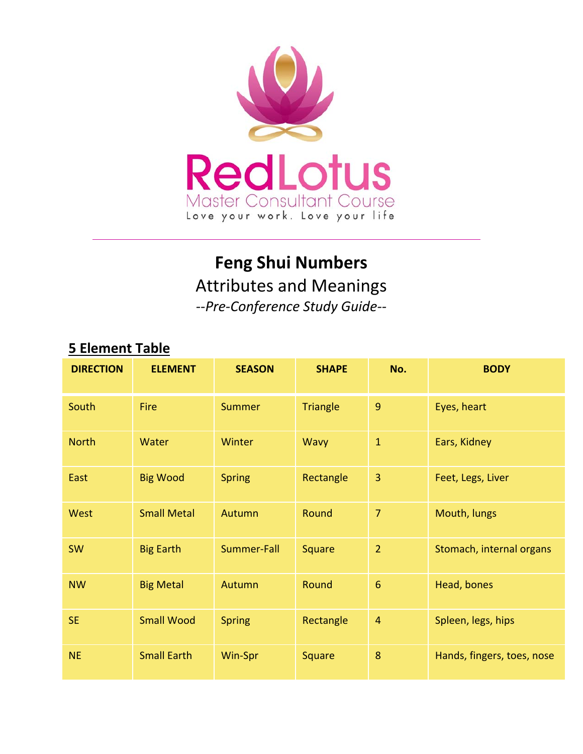RedLotus
Master Consultant Course
Love your work. Love your life

# Feng Shui Numbers

## Attributes and Meanings

*--Pre-Conference Study Guide--*

### 5 Element Table

| DIRECTION | ELEMENT | SEASON | SHAPE | No. | BODY |
|---|---|---|---|---|---|
| South | Fire | Summer | Triangle | 9 | Eyes, heart |
| North | Water | Winter | Wavy | 1 | Ears, Kidney |
| East | Big Wood | Spring | Rectangle | 3 | Feet, Legs, Liver |
| West | Small Metal | Autumn | Round | 7 | Mouth, lungs |
| SW | Big Earth | Summer-Fall | Square | 2 | Stomach, internal organs |
| NW | Big Metal | Autumn | Round | 6 | Head, bones |
| SE | Small Wood | Spring | Rectangle | 4 | Spleen, legs, hips |
| NE | Small Earth | Win-Spr | Square | 8 | Hands, fingers, toes, nose |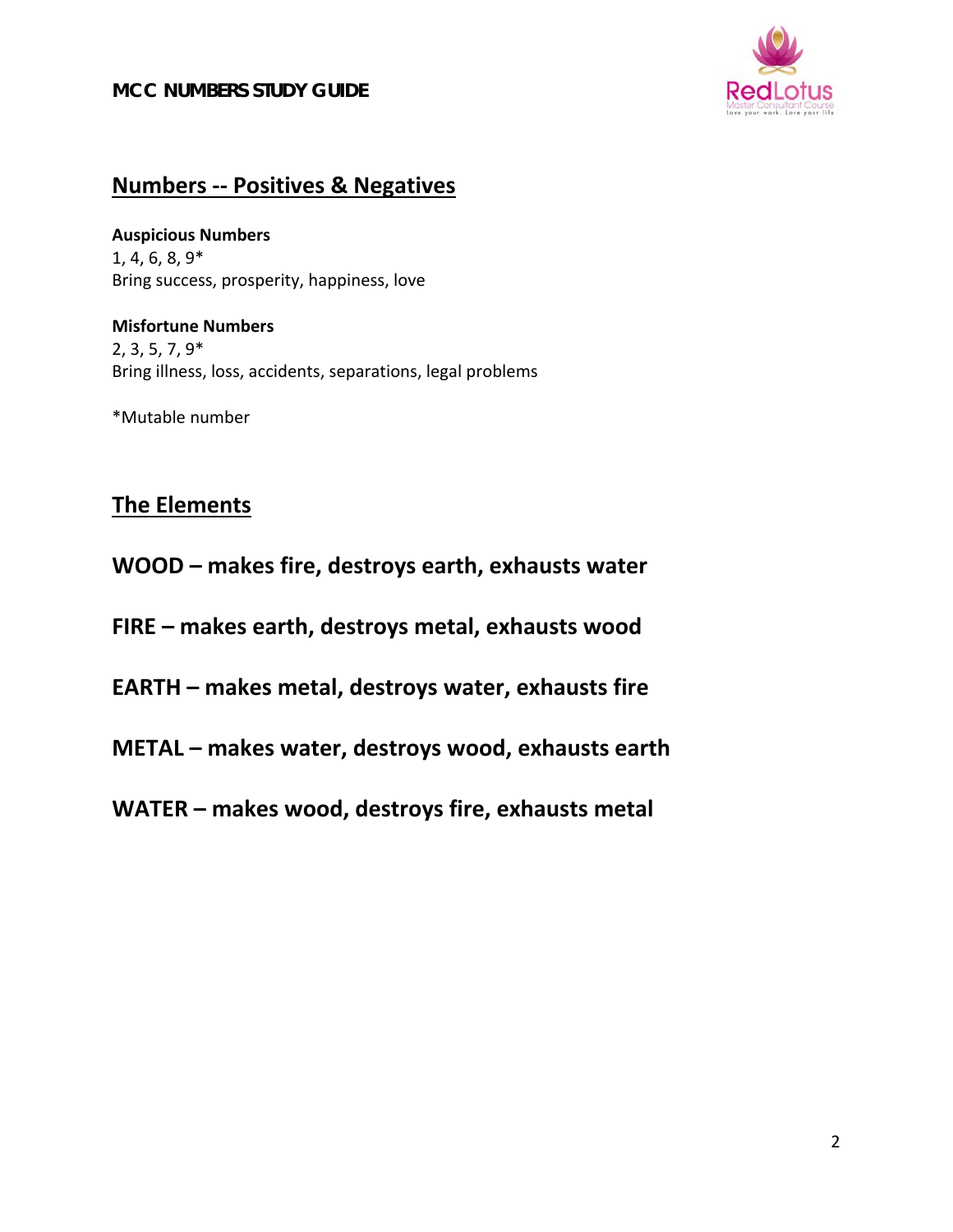## Numbers -- Positives & Negatives

**Auspicious Numbers**
1, 4, 6, 8, 9*
Bring success, prosperity, happiness, love

**Misfortune Numbers**
2, 3, 5, 7, 9*
Bring illness, loss, accidents, separations, legal problems

*Mutable number

## The Elements

**WOOD – makes fire, destroys earth, exhausts water**

**FIRE – makes earth, destroys metal, exhausts wood**

**EARTH – makes metal, destroys water, exhausts fire**

**METAL – makes water, destroys wood, exhausts earth**

**WATER – makes wood, destroys fire, exhausts metal**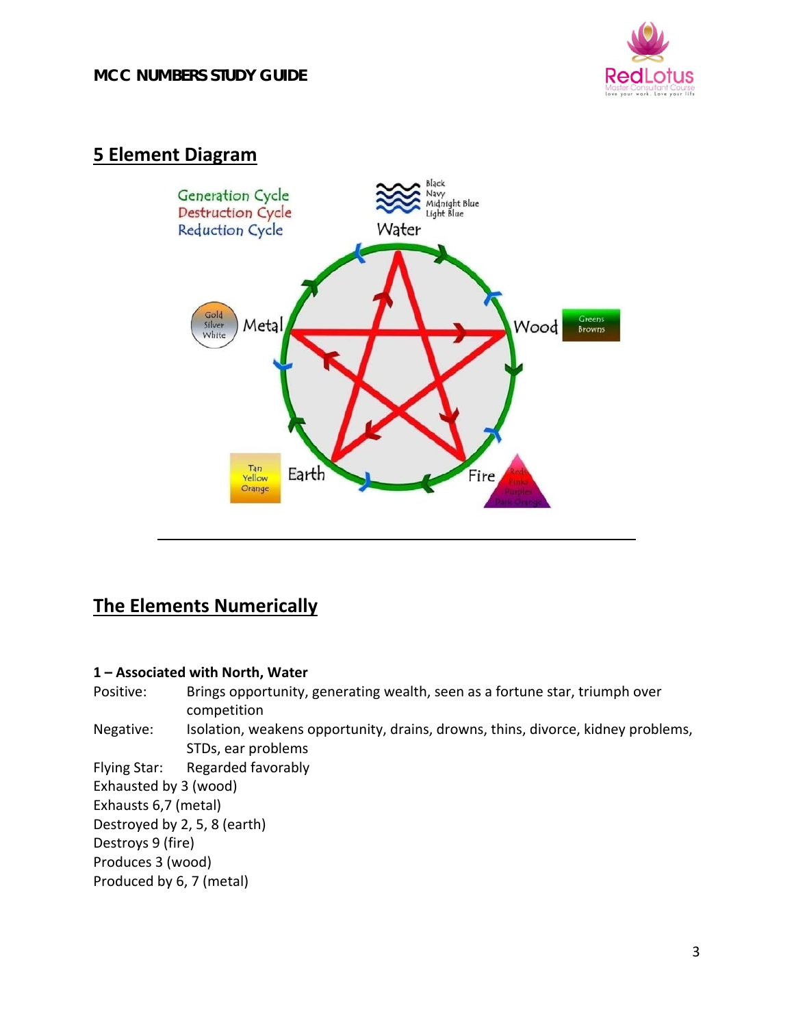## 5 Element Diagram

## The Elements Numerically

**1 – Associated with North, Water**

Positive: Brings opportunity, generating wealth, seen as a fortune star, triumph over competition

Negative: Isolation, weakens opportunity, drains, drowns, thins, divorce, kidney problems, STDs, ear problems

Flying Star: Regarded favorably

Exhausted by 3 (wood)

Exhausts 6,7 (metal)

Destroyed by 2, 5, 8 (earth)

Destroys 9 (fire)

Produces 3 (wood)

Produced by 6, 7 (metal)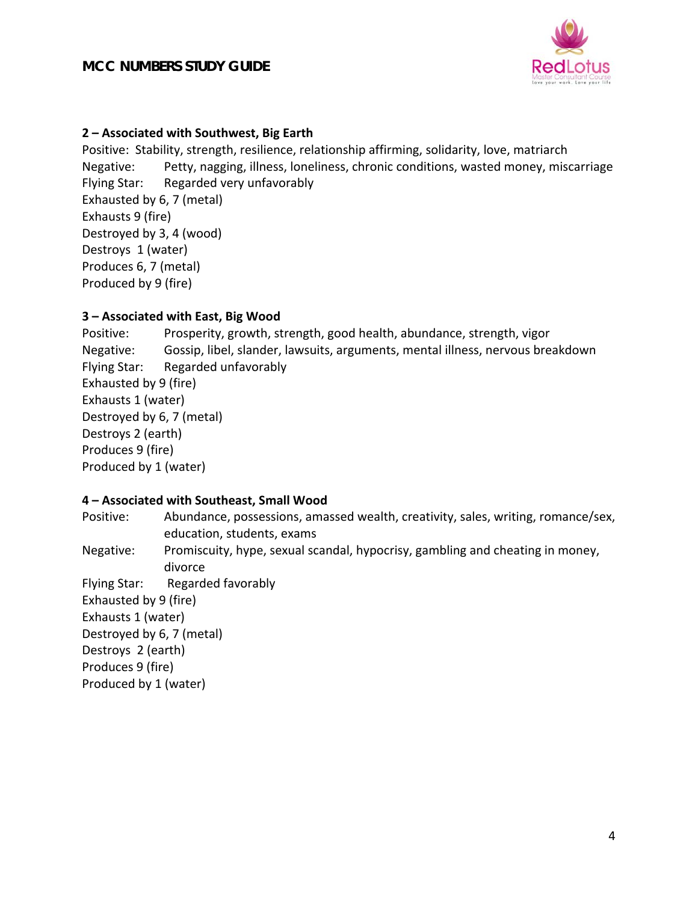**2 – Associated with Southwest, Big Earth**

Positive: Stability, strength, resilience, relationship affirming, solidarity, love, matriarch
Negative: Petty, nagging, illness, loneliness, chronic conditions, wasted money, miscarriage
Flying Star: Regarded very unfavorably
Exhausted by 6, 7 (metal)
Exhausts 9 (fire)
Destroyed by 3, 4 (wood)
Destroys 1 (water)
Produces 6, 7 (metal)
Produced by 9 (fire)

**3 – Associated with East, Big Wood**

Positive: Prosperity, growth, strength, good health, abundance, strength, vigor
Negative: Gossip, libel, slander, lawsuits, arguments, mental illness, nervous breakdown
Flying Star: Regarded unfavorably
Exhausted by 9 (fire)
Exhausts 1 (water)
Destroyed by 6, 7 (metal)
Destroys 2 (earth)
Produces 9 (fire)
Produced by 1 (water)

**4 – Associated with Southeast, Small Wood**

Positive: Abundance, possessions, amassed wealth, creativity, sales, writing, romance/sex, education, students, exams
Negative: Promiscuity, hype, sexual scandal, hypocrisy, gambling and cheating in money, divorce
Flying Star: Regarded favorably
Exhausted by 9 (fire)
Exhausts 1 (water)
Destroyed by 6, 7 (metal)
Destroys 2 (earth)
Produces 9 (fire)
Produced by 1 (water)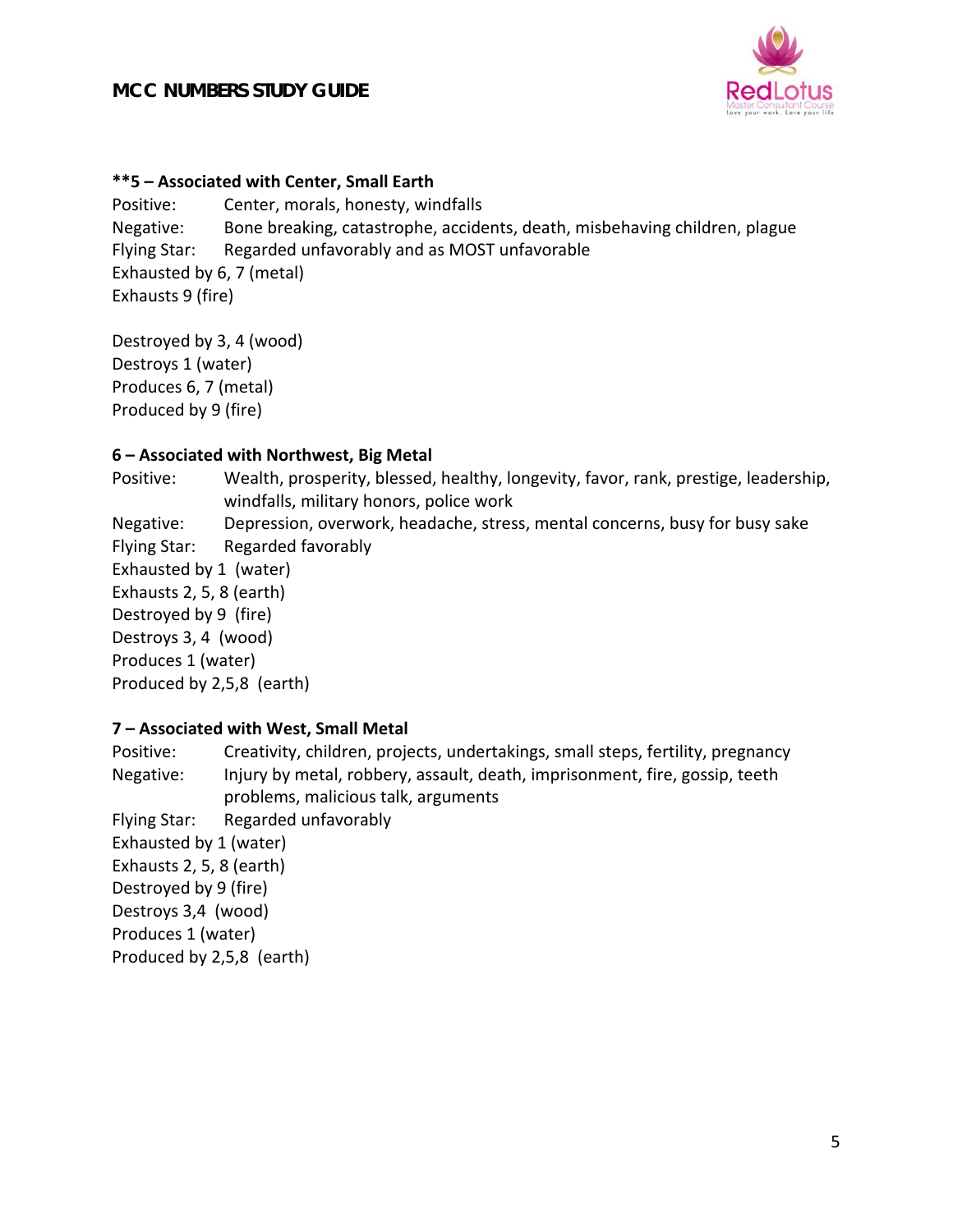**\*\*5 – Associated with Center, Small Earth**

Positive: Center, morals, honesty, windfalls
Negative: Bone breaking, catastrophe, accidents, death, misbehaving children, plague
Flying Star: Regarded unfavorably and as MOST unfavorable
Exhausted by 6, 7 (metal)
Exhausts 9 (fire)

Destroyed by 3, 4 (wood)
Destroys 1 (water)
Produces 6, 7 (metal)
Produced by 9 (fire)

**6 – Associated with Northwest, Big Metal**

Positive: Wealth, prosperity, blessed, healthy, longevity, favor, rank, prestige, leadership, windfalls, military honors, police work
Negative: Depression, overwork, headache, stress, mental concerns, busy for busy sake
Flying Star: Regarded favorably
Exhausted by 1 (water)
Exhausts 2, 5, 8 (earth)
Destroyed by 9 (fire)
Destroys 3, 4 (wood)
Produces 1 (water)
Produced by 2,5,8 (earth)

**7 – Associated with West, Small Metal**

Positive: Creativity, children, projects, undertakings, small steps, fertility, pregnancy
Negative: Injury by metal, robbery, assault, death, imprisonment, fire, gossip, teeth problems, malicious talk, arguments
Flying Star: Regarded unfavorably
Exhausted by 1 (water)
Exhausts 2, 5, 8 (earth)
Destroyed by 9 (fire)
Destroys 3,4 (wood)
Produces 1 (water)
Produced by 2,5,8 (earth)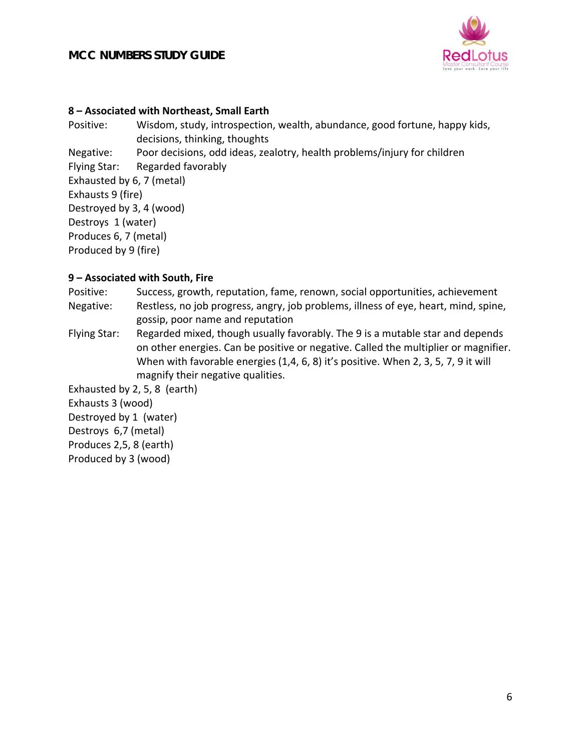**8 – Associated with Northeast, Small Earth**

Positive: Wisdom, study, introspection, wealth, abundance, good fortune, happy kids, decisions, thinking, thoughts

Negative: Poor decisions, odd ideas, zealotry, health problems/injury for children

Flying Star: Regarded favorably

Exhausted by 6, 7 (metal)

Exhausts 9 (fire)

Destroyed by 3, 4 (wood)

Destroys 1 (water)

Produces 6, 7 (metal)

Produced by 9 (fire)

**9 – Associated with South, Fire**

Positive: Success, growth, reputation, fame, renown, social opportunities, achievement

Negative: Restless, no job progress, angry, job problems, illness of eye, heart, mind, spine, gossip, poor name and reputation

Flying Star: Regarded mixed, though usually favorably. The 9 is a mutable star and depends on other energies. Can be positive or negative. Called the multiplier or magnifier. When with favorable energies (1,4, 6, 8) it's positive. When 2, 3, 5, 7, 9 it will magnify their negative qualities.

Exhausted by 2, 5, 8 (earth)

Exhausts 3 (wood)

Destroyed by 1 (water)

Destroys 6,7 (metal)

Produces 2,5, 8 (earth)

Produced by 3 (wood)